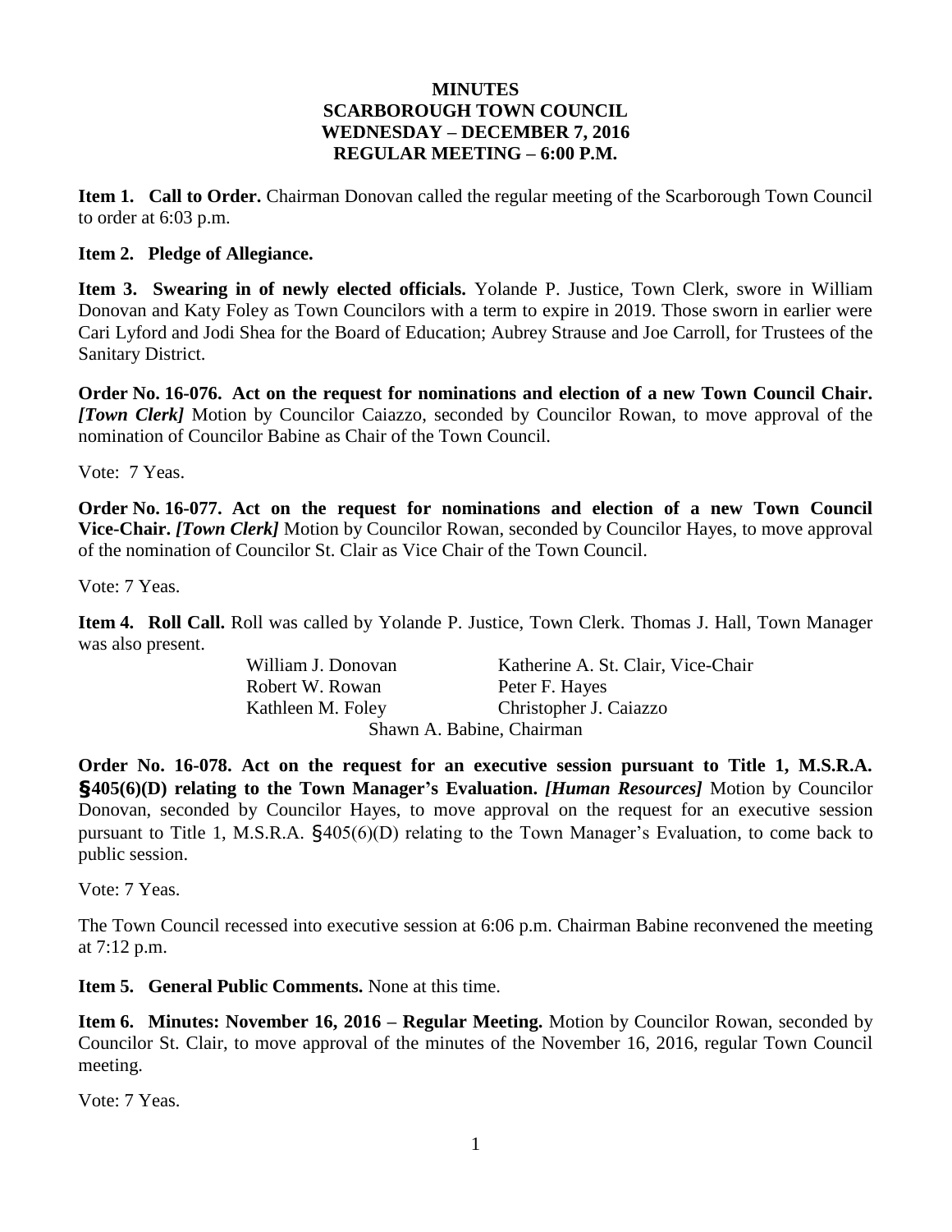# MINUTES
# SCARBOROUGH TOWN COUNCIL
# WEDNESDAY – DECEMBER 7, 2016
# REGULAR MEETING – 6:00 P.M.

**Item 1. Call to Order.** Chairman Donovan called the regular meeting of the Scarborough Town Council to order at 6:03 p.m.

**Item 2. Pledge of Allegiance.**

**Item 3. Swearing in of newly elected officials.** Yolande P. Justice, Town Clerk, swore in William Donovan and Katy Foley as Town Councilors with a term to expire in 2019. Those sworn in earlier were Cari Lyford and Jodi Shea for the Board of Education; Aubrey Strause and Joe Carroll, for Trustees of the Sanitary District.

**Order No. 16-076. Act on the request for nominations and election of a new Town Council Chair.** ***[Town Clerk]*** Motion by Councilor Caiazzo, seconded by Councilor Rowan, to move approval of the nomination of Councilor Babine as Chair of the Town Council.

Vote: 7 Yeas.

**Order No. 16-077. Act on the request for nominations and election of a new Town Council Vice-Chair.** ***[Town Clerk]*** Motion by Councilor Rowan, seconded by Councilor Hayes, to move approval of the nomination of Councilor St. Clair as Vice Chair of the Town Council.

Vote: 7 Yeas.

**Item 4. Roll Call.** Roll was called by Yolande P. Justice, Town Clerk. Thomas J. Hall, Town Manager was also present.

William J. Donovan — Katherine A. St. Clair, Vice-Chair
Robert W. Rowan — Peter F. Hayes
Kathleen M. Foley — Christopher J. Caiazzo
Shawn A. Babine, Chairman

**Order No. 16-078. Act on the request for an executive session pursuant to Title 1, M.S.R.A. §405(6)(D) relating to the Town Manager's Evaluation.** ***[Human Resources]*** Motion by Councilor Donovan, seconded by Councilor Hayes, to move approval on the request for an executive session pursuant to Title 1, M.S.R.A. §405(6)(D) relating to the Town Manager's Evaluation, to come back to public session.

Vote: 7 Yeas.

The Town Council recessed into executive session at 6:06 p.m. Chairman Babine reconvened the meeting at 7:12 p.m.

**Item 5. General Public Comments.** None at this time.

**Item 6. Minutes: November 16, 2016 – Regular Meeting.** Motion by Councilor Rowan, seconded by Councilor St. Clair, to move approval of the minutes of the November 16, 2016, regular Town Council meeting.

Vote: 7 Yeas.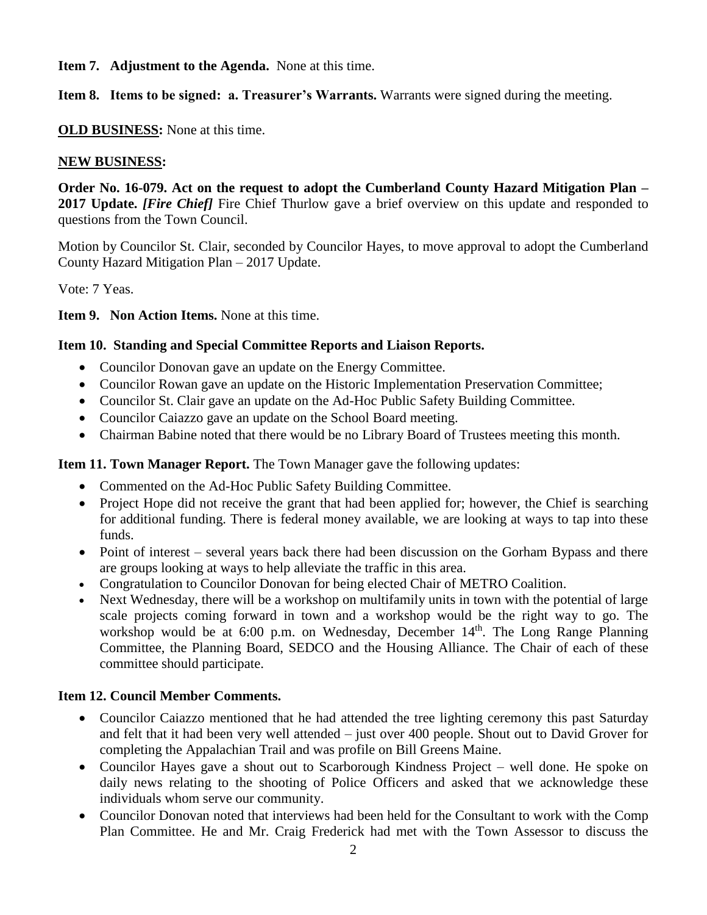**Item 7. Adjustment to the Agenda.** None at this time.

**Item 8. Items to be signed: a. Treasurer's Warrants.** Warrants were signed during the meeting.

**OLD BUSINESS:** None at this time.

**NEW BUSINESS:**

**Order No. 16-079. Act on the request to adopt the Cumberland County Hazard Mitigation Plan – 2017 Update.** ***[Fire Chief]*** Fire Chief Thurlow gave a brief overview on this update and responded to questions from the Town Council.

Motion by Councilor St. Clair, seconded by Councilor Hayes, to move approval to adopt the Cumberland County Hazard Mitigation Plan – 2017 Update.

Vote: 7 Yeas.

**Item 9. Non Action Items.** None at this time.

**Item 10. Standing and Special Committee Reports and Liaison Reports.**

- Councilor Donovan gave an update on the Energy Committee.
- Councilor Rowan gave an update on the Historic Implementation Preservation Committee;
- Councilor St. Clair gave an update on the Ad-Hoc Public Safety Building Committee.
- Councilor Caiazzo gave an update on the School Board meeting.
- Chairman Babine noted that there would be no Library Board of Trustees meeting this month.

**Item 11. Town Manager Report.** The Town Manager gave the following updates:

- Commented on the Ad-Hoc Public Safety Building Committee.
- Project Hope did not receive the grant that had been applied for; however, the Chief is searching for additional funding. There is federal money available, we are looking at ways to tap into these funds.
- Point of interest – several years back there had been discussion on the Gorham Bypass and there are groups looking at ways to help alleviate the traffic in this area.
- Congratulation to Councilor Donovan for being elected Chair of METRO Coalition.
- Next Wednesday, there will be a workshop on multifamily units in town with the potential of large scale projects coming forward in town and a workshop would be the right way to go. The workshop would be at 6:00 p.m. on Wednesday, December 14th. The Long Range Planning Committee, the Planning Board, SEDCO and the Housing Alliance. The Chair of each of these committee should participate.

**Item 12. Council Member Comments.**

- Councilor Caiazzo mentioned that he had attended the tree lighting ceremony this past Saturday and felt that it had been very well attended – just over 400 people. Shout out to David Grover for completing the Appalachian Trail and was profile on Bill Greens Maine.
- Councilor Hayes gave a shout out to Scarborough Kindness Project – well done. He spoke on daily news relating to the shooting of Police Officers and asked that we acknowledge these individuals whom serve our community.
- Councilor Donovan noted that interviews had been held for the Consultant to work with the Comp Plan Committee. He and Mr. Craig Frederick had met with the Town Assessor to discuss the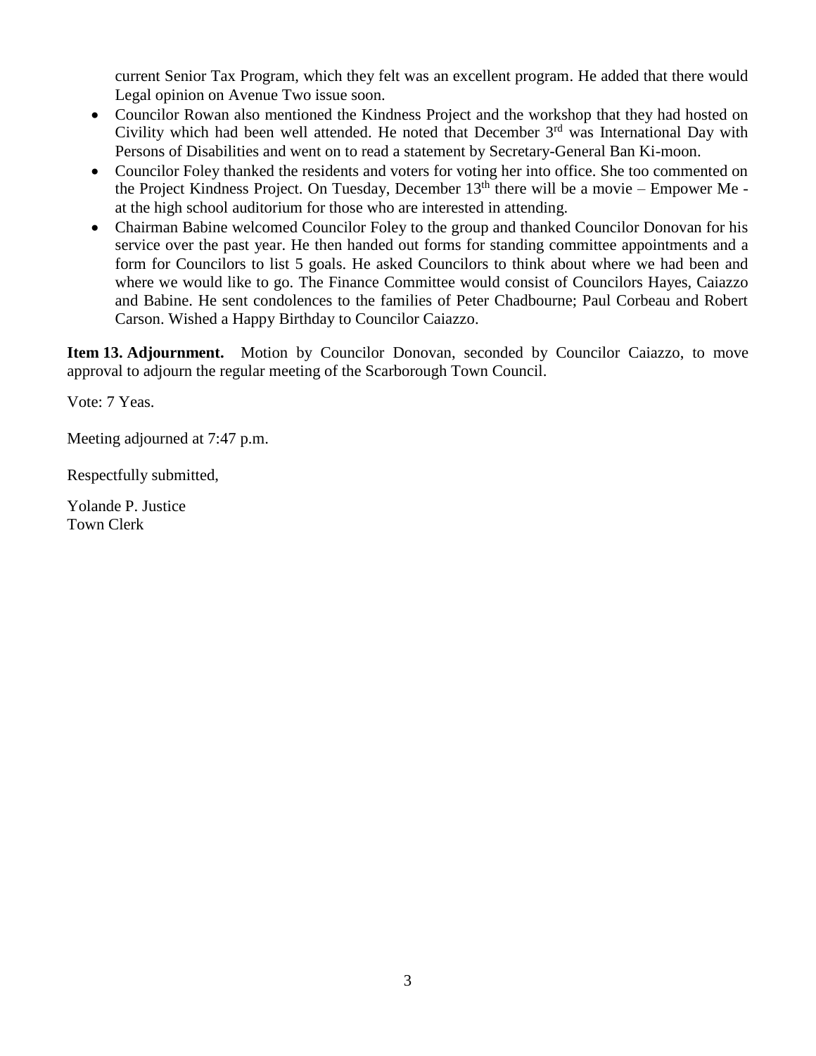current Senior Tax Program, which they felt was an excellent program. He added that there would Legal opinion on Avenue Two issue soon.

- Councilor Rowan also mentioned the Kindness Project and the workshop that they had hosted on Civility which had been well attended. He noted that December 3rd was International Day with Persons of Disabilities and went on to read a statement by Secretary-General Ban Ki-moon.
- Councilor Foley thanked the residents and voters for voting her into office. She too commented on the Project Kindness Project. On Tuesday, December 13th there will be a movie – Empower Me - at the high school auditorium for those who are interested in attending.
- Chairman Babine welcomed Councilor Foley to the group and thanked Councilor Donovan for his service over the past year. He then handed out forms for standing committee appointments and a form for Councilors to list 5 goals. He asked Councilors to think about where we had been and where we would like to go. The Finance Committee would consist of Councilors Hayes, Caiazzo and Babine. He sent condolences to the families of Peter Chadbourne; Paul Corbeau and Robert Carson. Wished a Happy Birthday to Councilor Caiazzo.

**Item 13. Adjournment.** Motion by Councilor Donovan, seconded by Councilor Caiazzo, to move approval to adjourn the regular meeting of the Scarborough Town Council.

Vote: 7 Yeas.

Meeting adjourned at 7:47 p.m.

Respectfully submitted,

Yolande P. Justice
Town Clerk